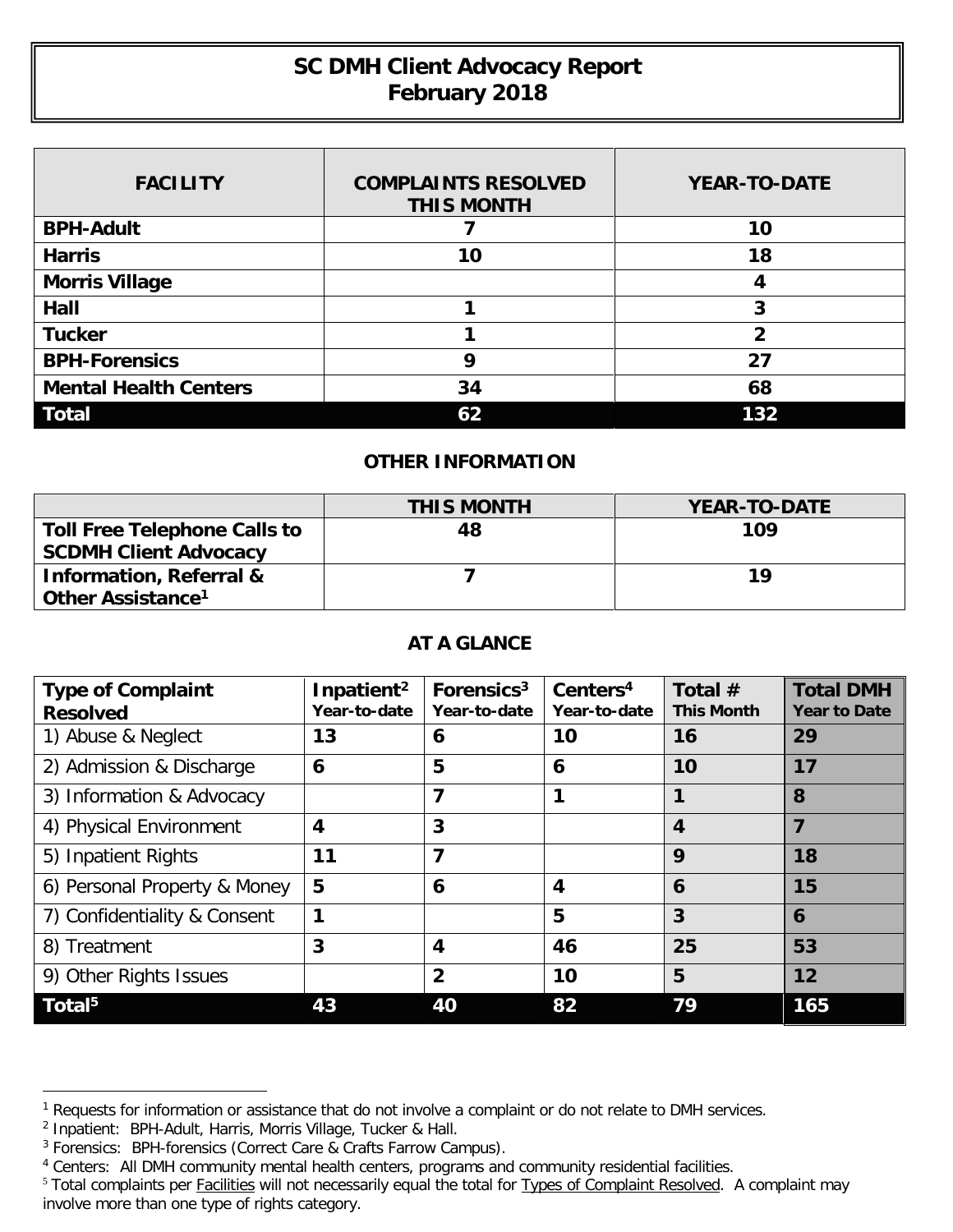# SC DMH Client Advocacy Report February 2018

| FACILITY | COMPLAINTS RESOLVED THIS MONTH | YEAR-TO-DATE |
|---|---|---|
| BPH-Adult | 7 | 10 |
| Harris | 10 | 18 |
| Morris Village | | 4 |
| Hall | 1 | 3 |
| Tucker | 1 | 2 |
| BPH-Forensics | 9 | 27 |
| Mental Health Centers | 34 | 68 |
| **Total** | **62** | **132** |

## OTHER INFORMATION

| | THIS MONTH | YEAR-TO-DATE |
|---|---|---|
| Toll Free Telephone Calls to SCDMH Client Advocacy | 48 | 109 |
| Information, Referral & Other Assistance[1] | 7 | 19 |

## AT A GLANCE

| Type of Complaint Resolved | Inpatient[2] Year-to-date | Forensics[3] Year-to-date | Centers[4] Year-to-date | Total # This Month | Total DMH Year to Date |
|---|---|---|---|---|---|
| 1) Abuse & Neglect | 13 | 6 | 10 | 16 | 29 |
| 2) Admission & Discharge | 6 | 5 | 6 | 10 | 17 |
| 3) Information & Advocacy | | 7 | 1 | 1 | 8 |
| 4) Physical Environment | 4 | 3 | | 4 | 7 |
| 5) Inpatient Rights | 11 | 7 | | 9 | 18 |
| 6) Personal Property & Money | 5 | 6 | 4 | 6 | 15 |
| 7) Confidentiality & Consent | 1 | | 5 | 3 | 6 |
| 8) Treatment | 3 | 4 | 46 | 25 | 53 |
| 9) Other Rights Issues | | 2 | 10 | 5 | 12 |
| **Total[5]** | **43** | **40** | **82** | **79** | **165** |

---

[1] Requests for information or assistance that do not involve a complaint or do not relate to DMH services.

[2] Inpatient: BPH-Adult, Harris, Morris Village, Tucker & Hall.

[3] Forensics: BPH-forensics (Correct Care & Crafts Farrow Campus).

[4] Centers: All DMH community mental health centers, programs and community residential facilities.

[5] Total complaints per Facilities will not necessarily equal the total for Types of Complaint Resolved. A complaint may involve more than one type of rights category.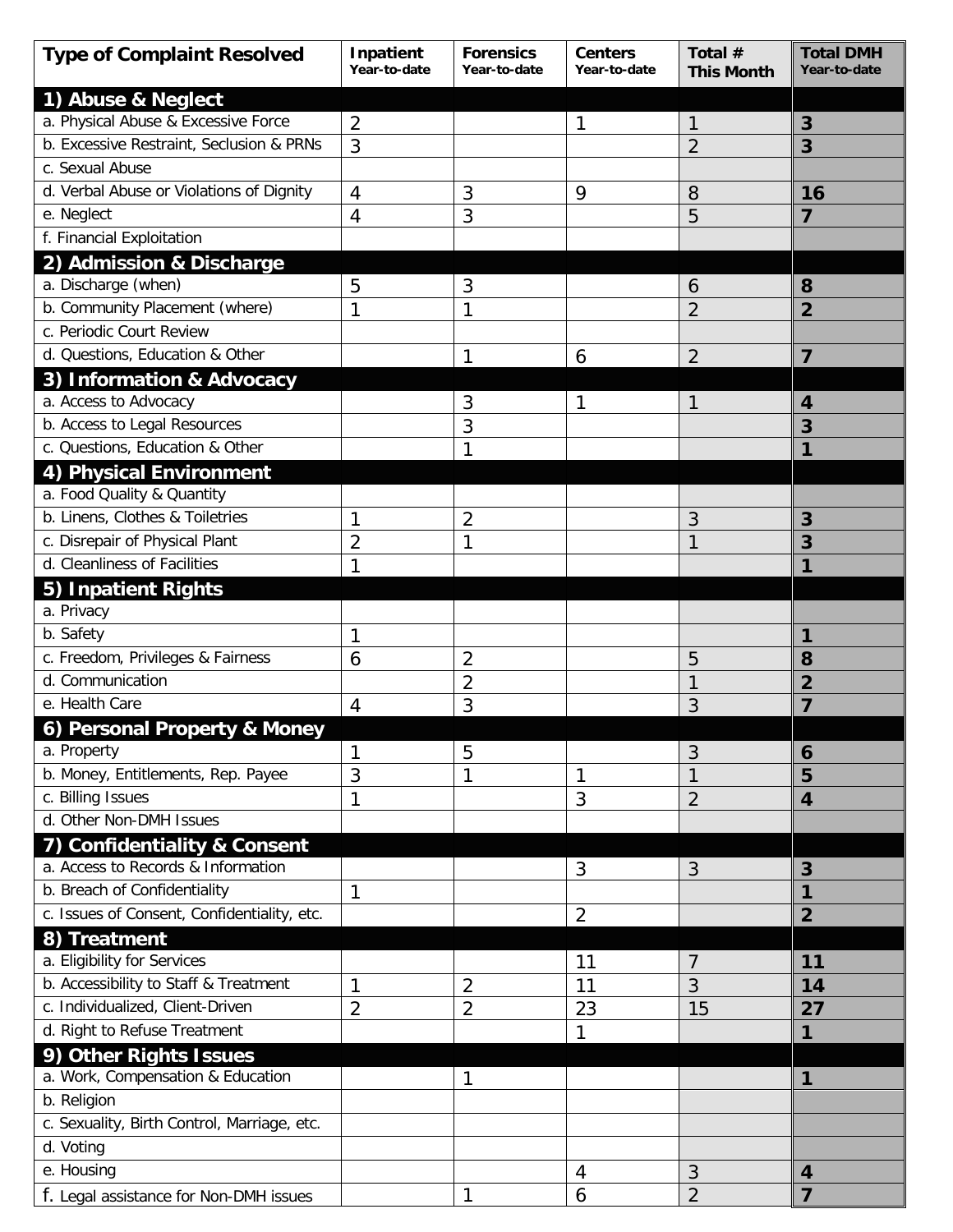| Type of Complaint Resolved | Inpatient Year-to-date | Forensics Year-to-date | Centers Year-to-date | Total # This Month | Total DMH Year-to-date |
|---|---|---|---|---|---|
| **1) Abuse & Neglect** | | | | | |
| a. Physical Abuse & Excessive Force | 2 | | 1 | 1 | **3** |
| b. Excessive Restraint, Seclusion & PRNs | 3 | | | 2 | **3** |
| c. Sexual Abuse | | | | | |
| d. Verbal Abuse or Violations of Dignity | 4 | 3 | 9 | 8 | **16** |
| e. Neglect | 4 | 3 | | 5 | **7** |
| f. Financial Exploitation | | | | | |
| **2) Admission & Discharge** | | | | | |
| a. Discharge (when) | 5 | 3 | | 6 | **8** |
| b. Community Placement (where) | 1 | 1 | | 2 | **2** |
| c. Periodic Court Review | | | | | |
| d. Questions, Education & Other | | 1 | 6 | 2 | **7** |
| **3) Information & Advocacy** | | | | | |
| a. Access to Advocacy | | 3 | 1 | 1 | **4** |
| b. Access to Legal Resources | | 3 | | | **3** |
| c. Questions, Education & Other | | 1 | | | **1** |
| **4) Physical Environment** | | | | | |
| a. Food Quality & Quantity | | | | | |
| b. Linens, Clothes & Toiletries | 1 | 2 | | 3 | **3** |
| c. Disrepair of Physical Plant | 2 | 1 | | 1 | **3** |
| d. Cleanliness of Facilities | 1 | | | | **1** |
| **5) Inpatient Rights** | | | | | |
| a. Privacy | | | | | |
| b. Safety | 1 | | | | **1** |
| c. Freedom, Privileges & Fairness | 6 | 2 | | 5 | **8** |
| d. Communication | | 2 | | 1 | **2** |
| e. Health Care | 4 | 3 | | 3 | **7** |
| **6) Personal Property & Money** | | | | | |
| a. Property | 1 | 5 | | 3 | **6** |
| b. Money, Entitlements, Rep. Payee | 3 | 1 | 1 | 1 | **5** |
| c. Billing Issues | 1 | | 3 | 2 | **4** |
| d. Other Non-DMH Issues | | | | | |
| **7) Confidentiality & Consent** | | | | | |
| a. Access to Records & Information | | | 3 | 3 | **3** |
| b. Breach of Confidentiality | 1 | | | | **1** |
| c. Issues of Consent, Confidentiality, etc. | | | 2 | | **2** |
| **8) Treatment** | | | | | |
| a. Eligibility for Services | | | 11 | 7 | **11** |
| b. Accessibility to Staff & Treatment | 1 | 2 | 11 | 3 | **14** |
| c. Individualized, Client-Driven | 2 | 2 | 23 | 15 | **27** |
| d. Right to Refuse Treatment | | | 1 | | **1** |
| **9) Other Rights Issues** | | | | | |
| a. Work, Compensation & Education | | 1 | | | **1** |
| b. Religion | | | | | |
| c. Sexuality, Birth Control, Marriage, etc. | | | | | |
| d. Voting | | | | | |
| e. Housing | | | 4 | 3 | **4** |
| f. Legal assistance for Non-DMH issues | | 1 | 6 | 2 | **7** |